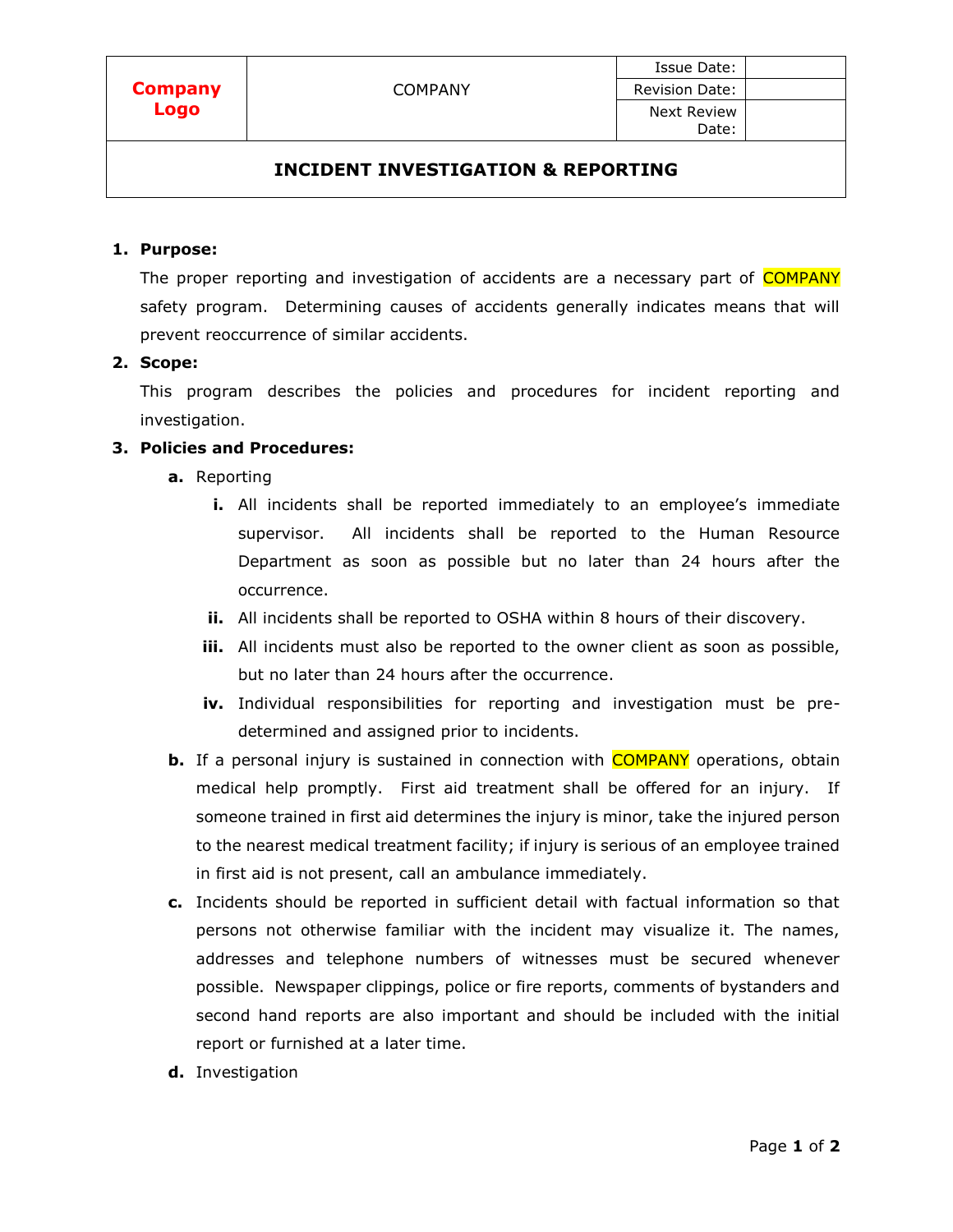| Company Logo | COMPANY | Issue Date: | |
|---|---|---|---|
| | | Revision Date: | |
| | | Next Review Date: | |

**INCIDENT INVESTIGATION & REPORTING**

1. **Purpose:**

   The proper reporting and investigation of accidents are a necessary part of COMPANY safety program. Determining causes of accidents generally indicates means that will prevent reoccurrence of similar accidents.

2. **Scope:**

   This program describes the policies and procedures for incident reporting and investigation.

3. **Policies and Procedures:**

   a. Reporting

      i. All incidents shall be reported immediately to an employee's immediate supervisor. All incidents shall be reported to the Human Resource Department as soon as possible but no later than 24 hours after the occurrence.

      ii. All incidents shall be reported to OSHA within 8 hours of their discovery.

      iii. All incidents must also be reported to the owner client as soon as possible, but no later than 24 hours after the occurrence.

      iv. Individual responsibilities for reporting and investigation must be pre-determined and assigned prior to incidents.

   b. If a personal injury is sustained in connection with COMPANY operations, obtain medical help promptly. First aid treatment shall be offered for an injury. If someone trained in first aid determines the injury is minor, take the injured person to the nearest medical treatment facility; if injury is serious of an employee trained in first aid is not present, call an ambulance immediately.

   c. Incidents should be reported in sufficient detail with factual information so that persons not otherwise familiar with the incident may visualize it. The names, addresses and telephone numbers of witnesses must be secured whenever possible. Newspaper clippings, police or fire reports, comments of bystanders and second hand reports are also important and should be included with the initial report or furnished at a later time.

   d. Investigation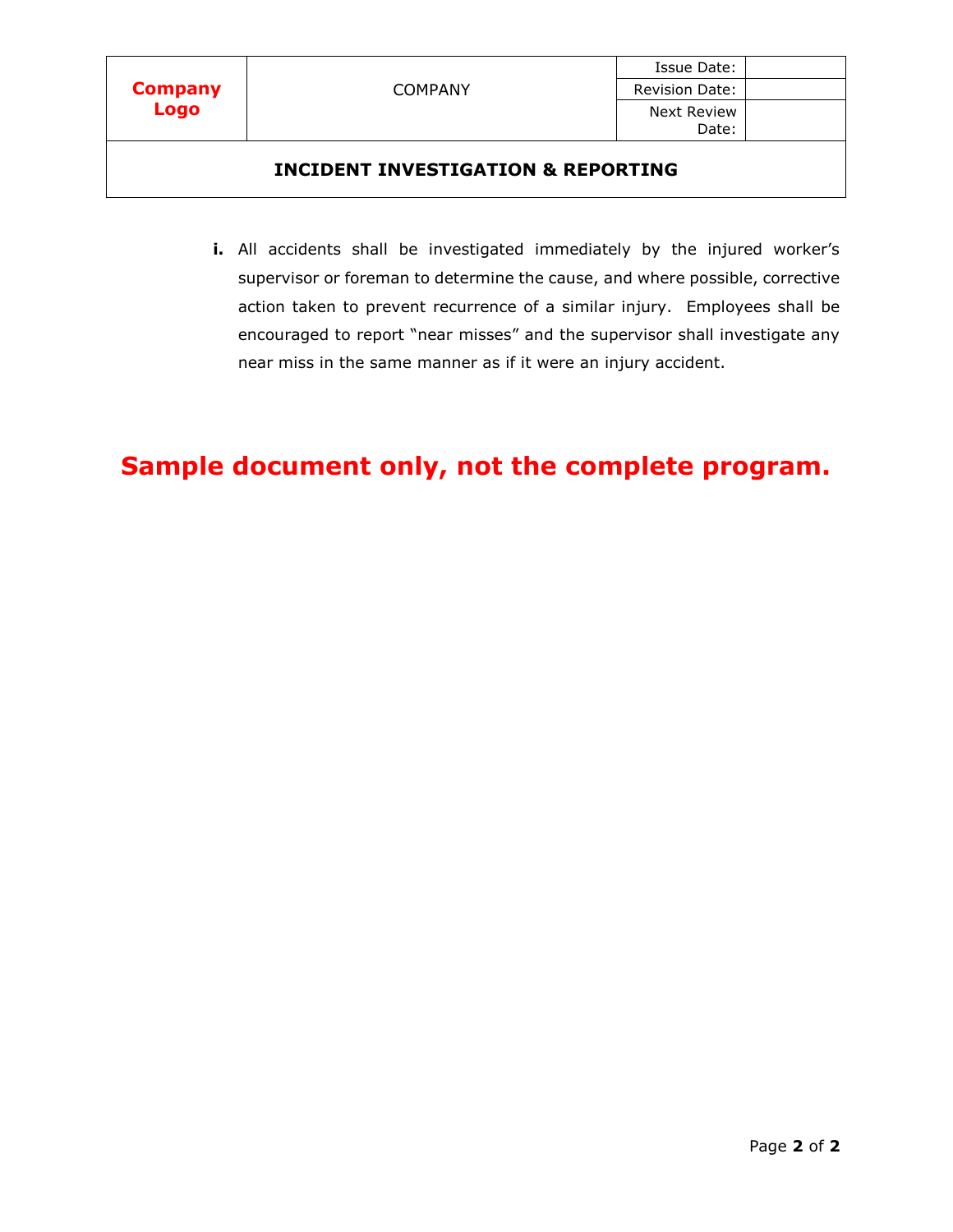**i.** All accidents shall be investigated immediately by the injured worker's supervisor or foreman to determine the cause, and where possible, corrective action taken to prevent recurrence of a similar injury. Employees shall be encouraged to report "near misses" and the supervisor shall investigate any near miss in the same manner as if it were an injury accident.

**Sample document only, not the complete program.**